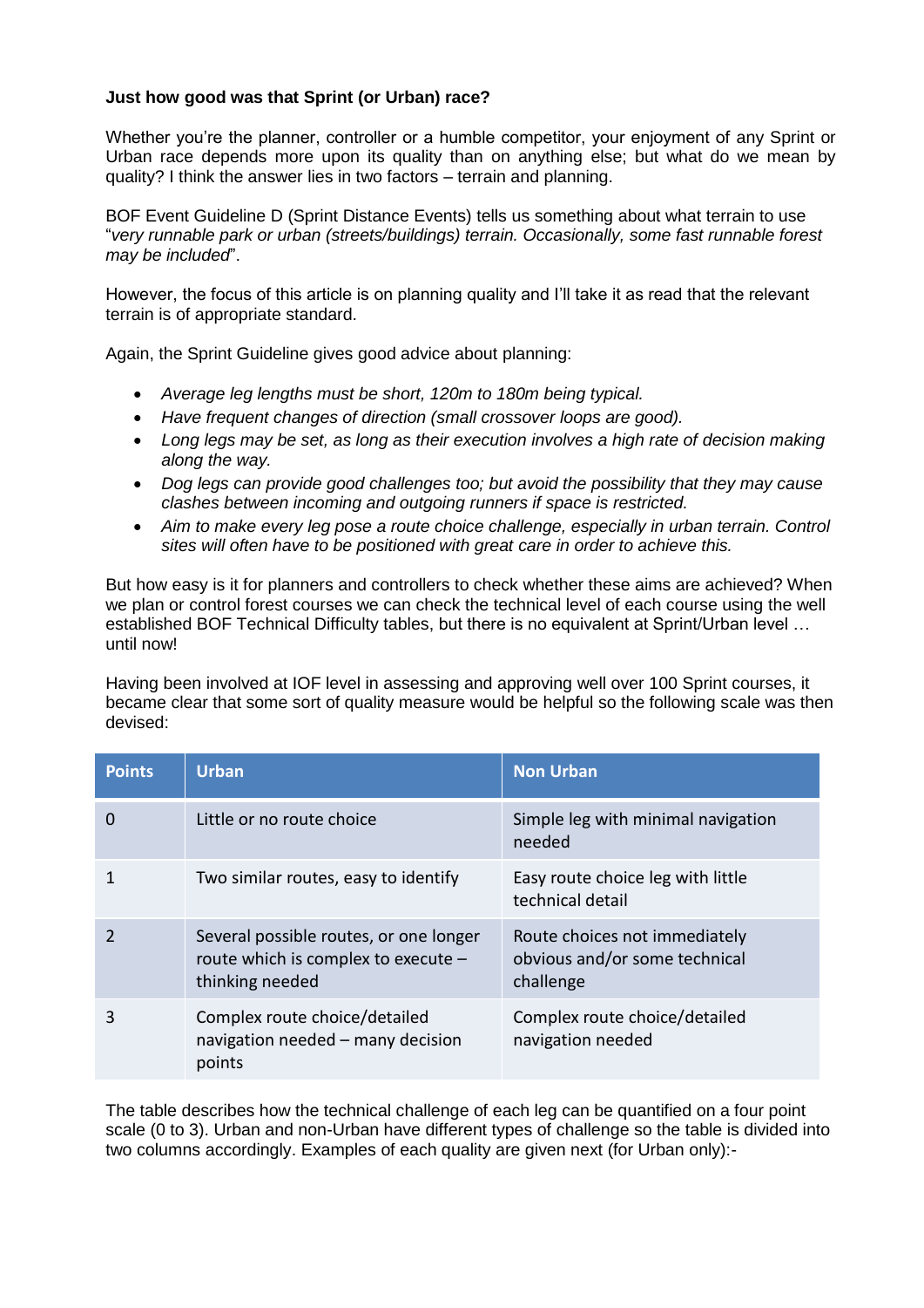**Just how good was that Sprint (or Urban) race?**

Whether you're the planner, controller or a humble competitor, your enjoyment of any Sprint or Urban race depends more upon its quality than on anything else; but what do we mean by quality? I think the answer lies in two factors – terrain and planning.

BOF Event Guideline D (Sprint Distance Events) tells us something about what terrain to use "*very runnable park or urban (streets/buildings) terrain. Occasionally, some fast runnable forest may be included*".

However, the focus of this article is on planning quality and I'll take it as read that the relevant terrain is of appropriate standard.

Again, the Sprint Guideline gives good advice about planning:

- *Average leg lengths must be short, 120m to 180m being typical.*
- *Have frequent changes of direction (small crossover loops are good).*
- *Long legs may be set, as long as their execution involves a high rate of decision making along the way.*
- *Dog legs can provide good challenges too; but avoid the possibility that they may cause clashes between incoming and outgoing runners if space is restricted.*
- *Aim to make every leg pose a route choice challenge, especially in urban terrain. Control sites will often have to be positioned with great care in order to achieve this.*

But how easy is it for planners and controllers to check whether these aims are achieved? When we plan or control forest courses we can check the technical level of each course using the well established BOF Technical Difficulty tables, but there is no equivalent at Sprint/Urban level … until now!

Having been involved at IOF level in assessing and approving well over 100 Sprint courses, it became clear that some sort of quality measure would be helpful so the following scale was then devised:

| Points | Urban | Non Urban |
|---|---|---|
| 0 | Little or no route choice | Simple leg with minimal navigation needed |
| 1 | Two similar routes, easy to identify | Easy route choice leg with little technical detail |
| 2 | Several possible routes, or one longer route which is complex to execute – thinking needed | Route choices not immediately obvious and/or some technical challenge |
| 3 | Complex route choice/detailed navigation needed – many decision points | Complex route choice/detailed navigation needed |

The table describes how the technical challenge of each leg can be quantified on a four point scale (0 to 3). Urban and non-Urban have different types of challenge so the table is divided into two columns accordingly. Examples of each quality are given next (for Urban only):-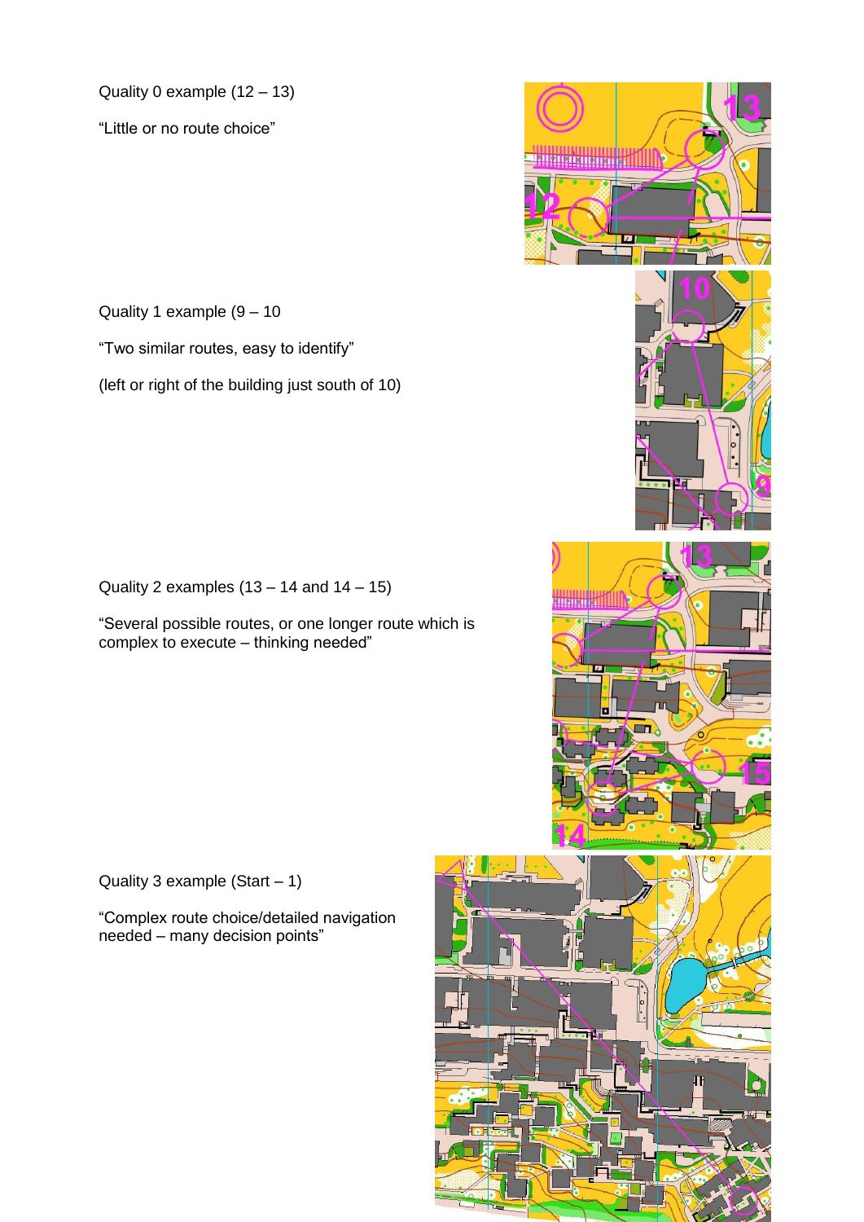Quality 0 example (12 – 13)

“Little or no route choice”

Quality 1 example (9 – 10

“Two similar routes, easy to identify”

(left or right of the building just south of 10)

Quality 2 examples (13 – 14 and 14 – 15)

“Several possible routes, or one longer route which is complex to execute – thinking needed”

Quality 3 example (Start – 1)

“Complex route choice/detailed navigation needed – many decision points”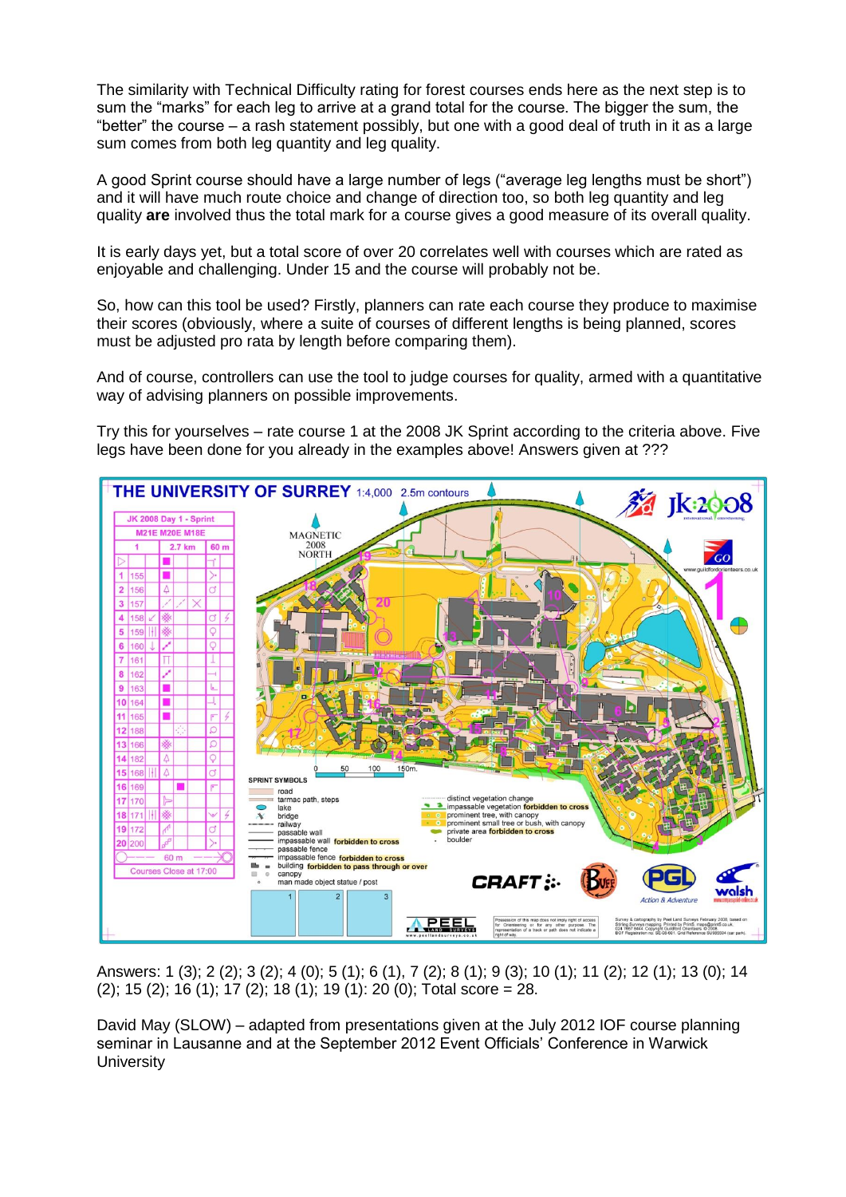The similarity with Technical Difficulty rating for forest courses ends here as the next step is to sum the "marks" for each leg to arrive at a grand total for the course. The bigger the sum, the "better" the course – a rash statement possibly, but one with a good deal of truth in it as a large sum comes from both leg quantity and leg quality.

A good Sprint course should have a large number of legs ("average leg lengths must be short") and it will have much route choice and change of direction too, so both leg quantity and leg quality **are** involved thus the total mark for a course gives a good measure of its overall quality.

It is early days yet, but a total score of over 20 correlates well with courses which are rated as enjoyable and challenging. Under 15 and the course will probably not be.

So, how can this tool be used? Firstly, planners can rate each course they produce to maximise their scores (obviously, where a suite of courses of different lengths is being planned, scores must be adjusted pro rata by length before comparing them).

And of course, controllers can use the tool to judge courses for quality, armed with a quantitative way of advising planners on possible improvements.

Try this for yourselves – rate course 1 at the 2008 JK Sprint according to the criteria above. Five legs have been done for you already in the examples above! Answers given at ???

THE UNIVERSITY OF SURREY 1:4,000 2.5m contours

JK 2008 Day 1 - Sprint
M21E M20E M18E
1 2.7 km 60 m

Courses Close at 17:00

Answers: 1 (3); 2 (2); 3 (2); 4 (0); 5 (1); 6 (1), 7 (2); 8 (1); 9 (3); 10 (1); 11 (2); 12 (1); 13 (0); 14 (2); 15 (2); 16 (1); 17 (2); 18 (1); 19 (1): 20 (0); Total score = 28.

David May (SLOW) – adapted from presentations given at the July 2012 IOF course planning seminar in Lausanne and at the September 2012 Event Officials' Conference in Warwick University